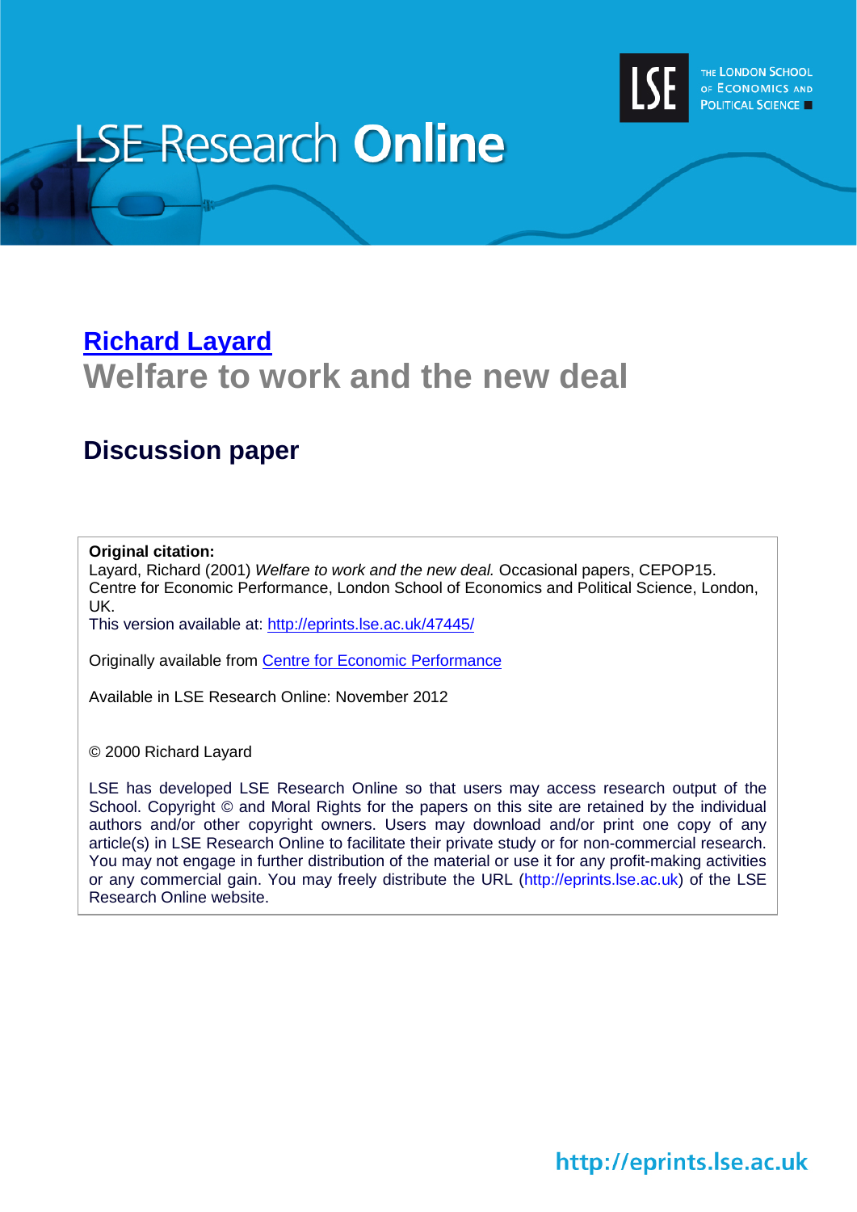# LSE Research Online

[Richard Layard](#)

## Welfare to work and the new deal

### Discussion paper

**Original citation:**
Layard, Richard (2001) *Welfare to work and the new deal.* Occasional papers, CEPOP15. Centre for Economic Performance, London School of Economics and Political Science, London, UK.
This version available at: http://eprints.lse.ac.uk/47445/

Originally available from [Centre for Economic Performance](#)

Available in LSE Research Online: November 2012

© 2000 Richard Layard

LSE has developed LSE Research Online so that users may access research output of the School. Copyright © and Moral Rights for the papers on this site are retained by the individual authors and/or other copyright owners. Users may download and/or print one copy of any article(s) in LSE Research Online to facilitate their private study or for non-commercial research. You may not engage in further distribution of the material or use it for any profit-making activities or any commercial gain. You may freely distribute the URL (http://eprints.lse.ac.uk) of the LSE Research Online website.

http://eprints.lse.ac.uk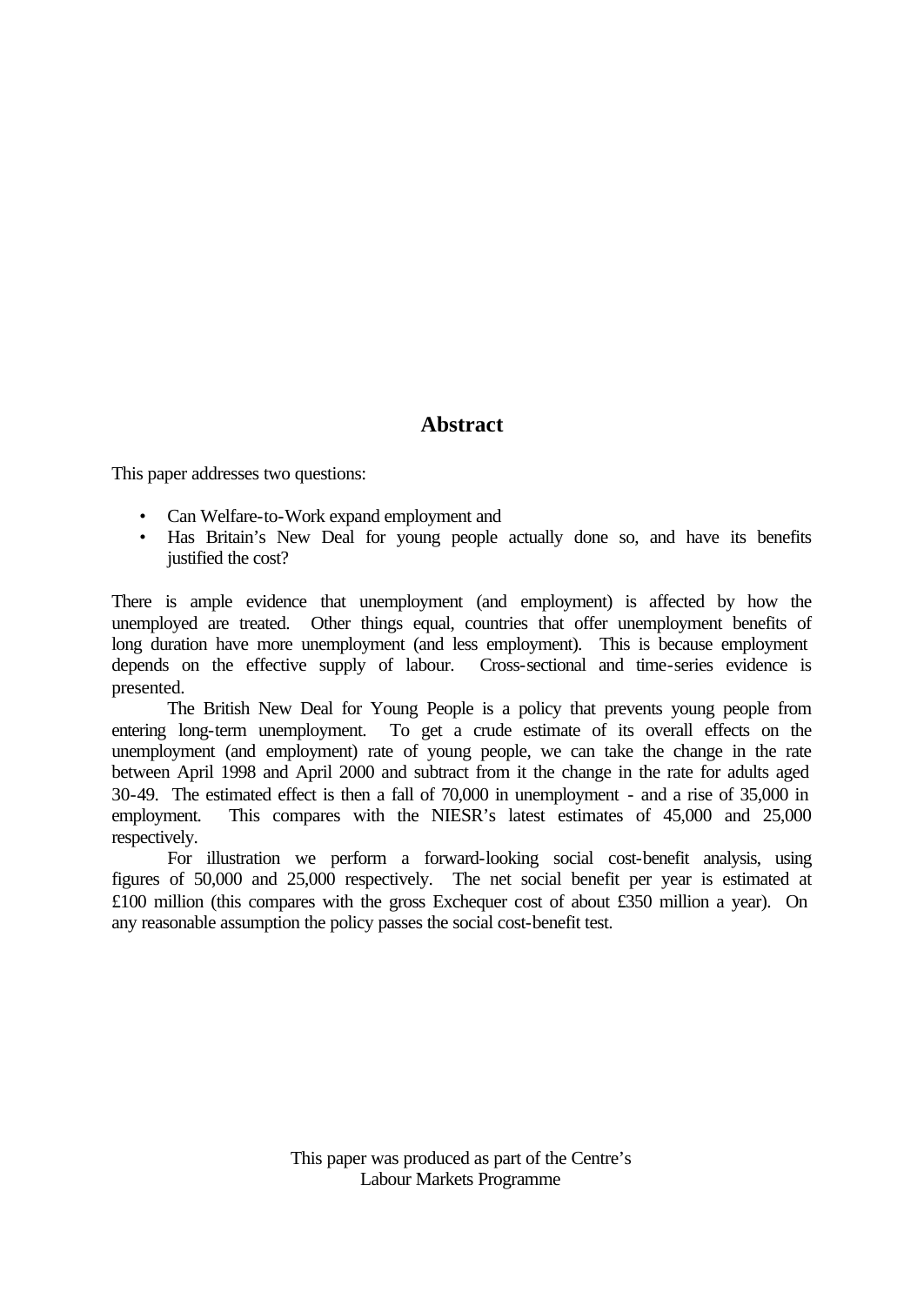## Abstract

This paper addresses two questions:

- Can Welfare-to-Work expand employment and
- Has Britain's New Deal for young people actually done so, and have its benefits justified the cost?

There is ample evidence that unemployment (and employment) is affected by how the unemployed are treated. Other things equal, countries that offer unemployment benefits of long duration have more unemployment (and less employment). This is because employment depends on the effective supply of labour. Cross-sectional and time-series evidence is presented.

The British New Deal for Young People is a policy that prevents young people from entering long-term unemployment. To get a crude estimate of its overall effects on the unemployment (and employment) rate of young people, we can take the change in the rate between April 1998 and April 2000 and subtract from it the change in the rate for adults aged 30-49. The estimated effect is then a fall of 70,000 in unemployment - and a rise of 35,000 in employment. This compares with the NIESR's latest estimates of 45,000 and 25,000 respectively.

For illustration we perform a forward-looking social cost-benefit analysis, using figures of 50,000 and 25,000 respectively. The net social benefit per year is estimated at £100 million (this compares with the gross Exchequer cost of about £350 million a year). On any reasonable assumption the policy passes the social cost-benefit test.

This paper was produced as part of the Centre's Labour Markets Programme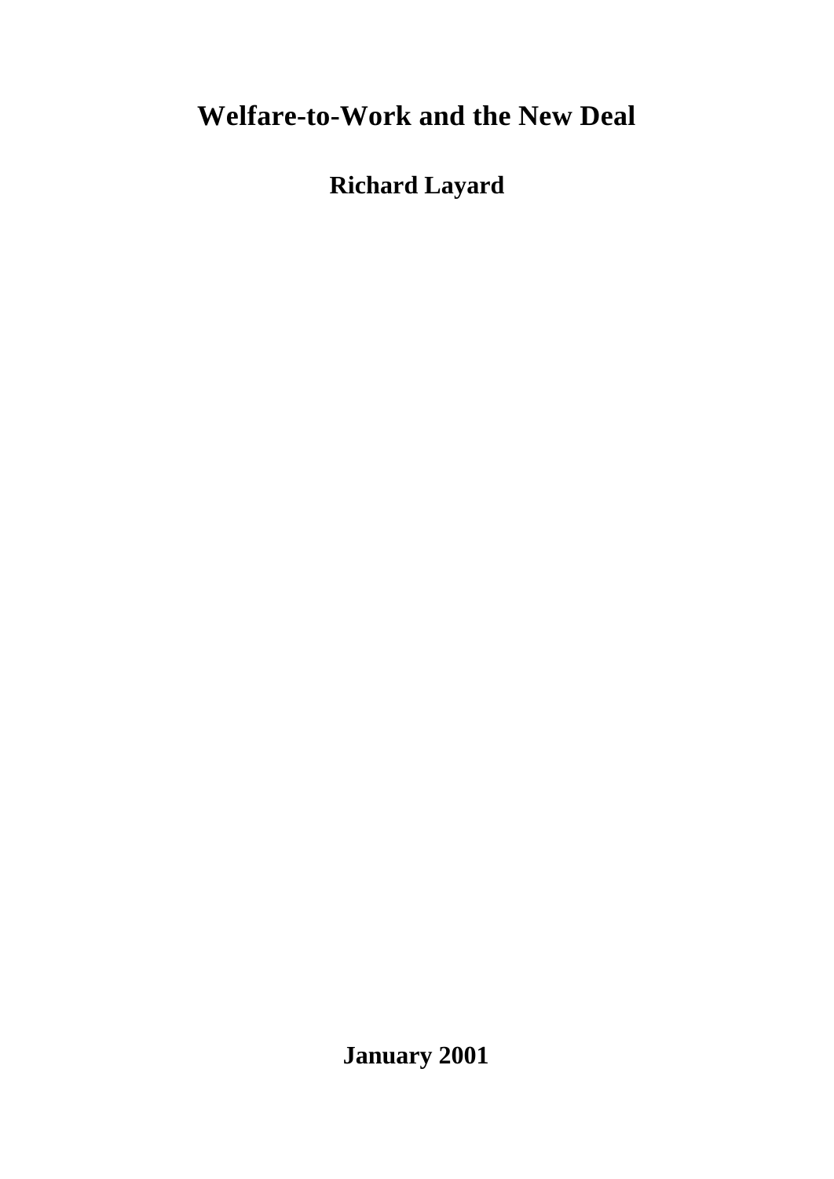# Welfare-to-Work and the New Deal

**Richard Layard**

**January 2001**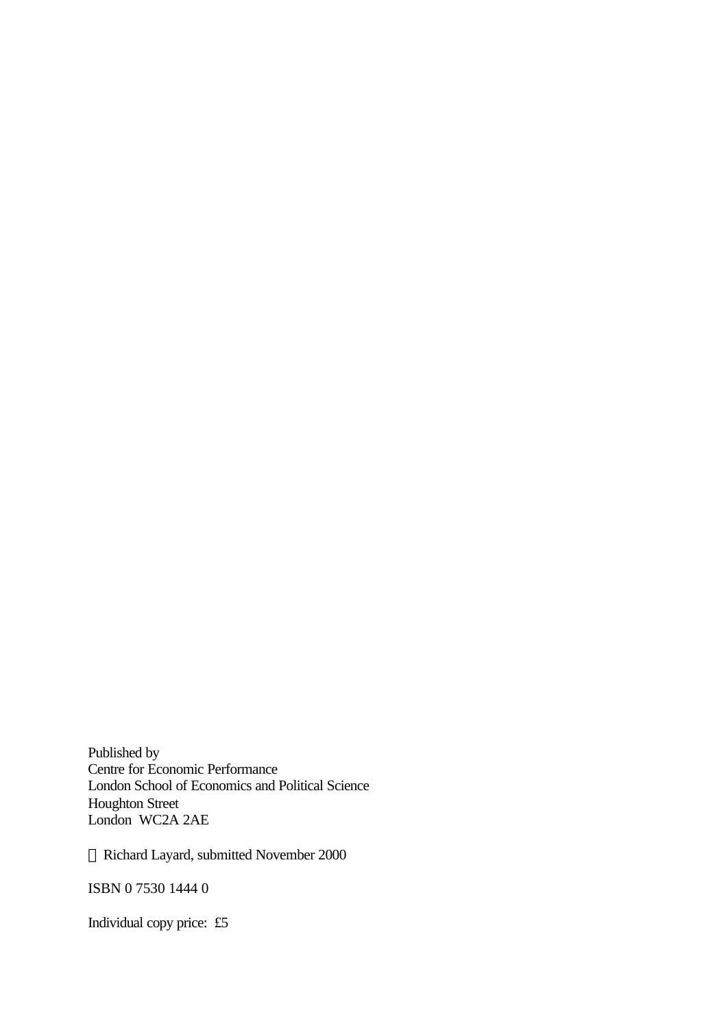Published by
Centre for Economic Performance
London School of Economics and Political Science
Houghton Street
London WC2A 2AE

© Richard Layard, submitted November 2000

ISBN 0 7530 1444 0

Individual copy price: £5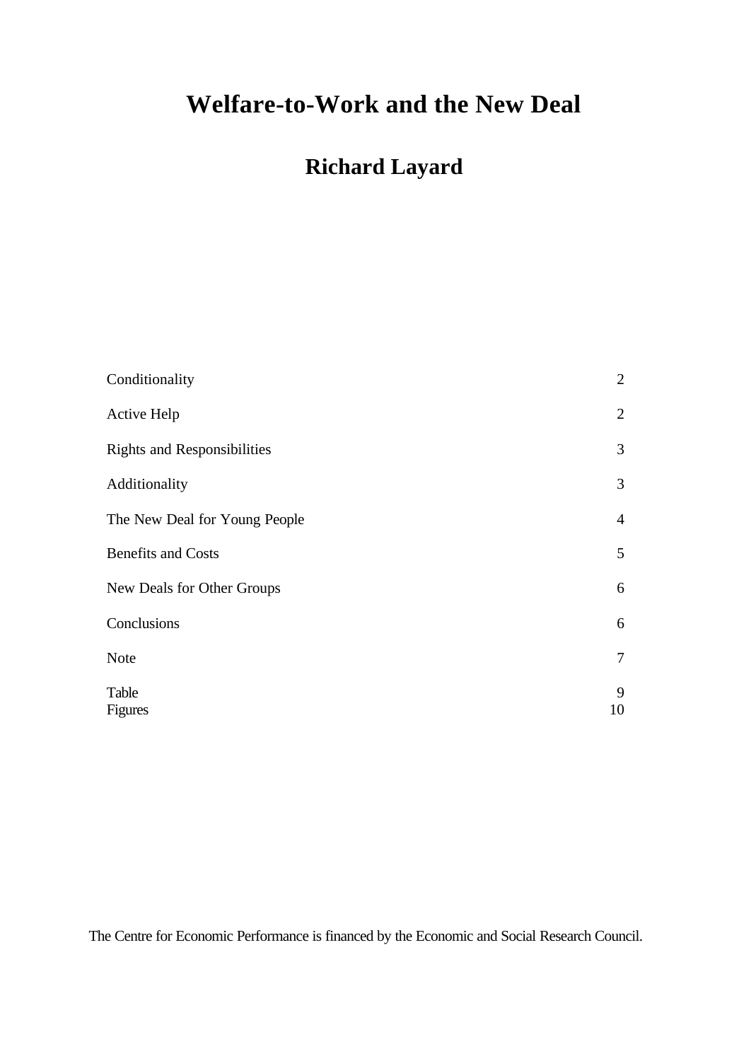# Welfare-to-Work and the New Deal

## Richard Layard

| | |
|---|---|
| Conditionality | 2 |
| Active Help | 2 |
| Rights and Responsibilities | 3 |
| Additionality | 3 |
| The New Deal for Young People | 4 |
| Benefits and Costs | 5 |
| New Deals for Other Groups | 6 |
| Conclusions | 6 |
| Note | 7 |
| Table | 9 |
| Figures | 10 |

The Centre for Economic Performance is financed by the Economic and Social Research Council.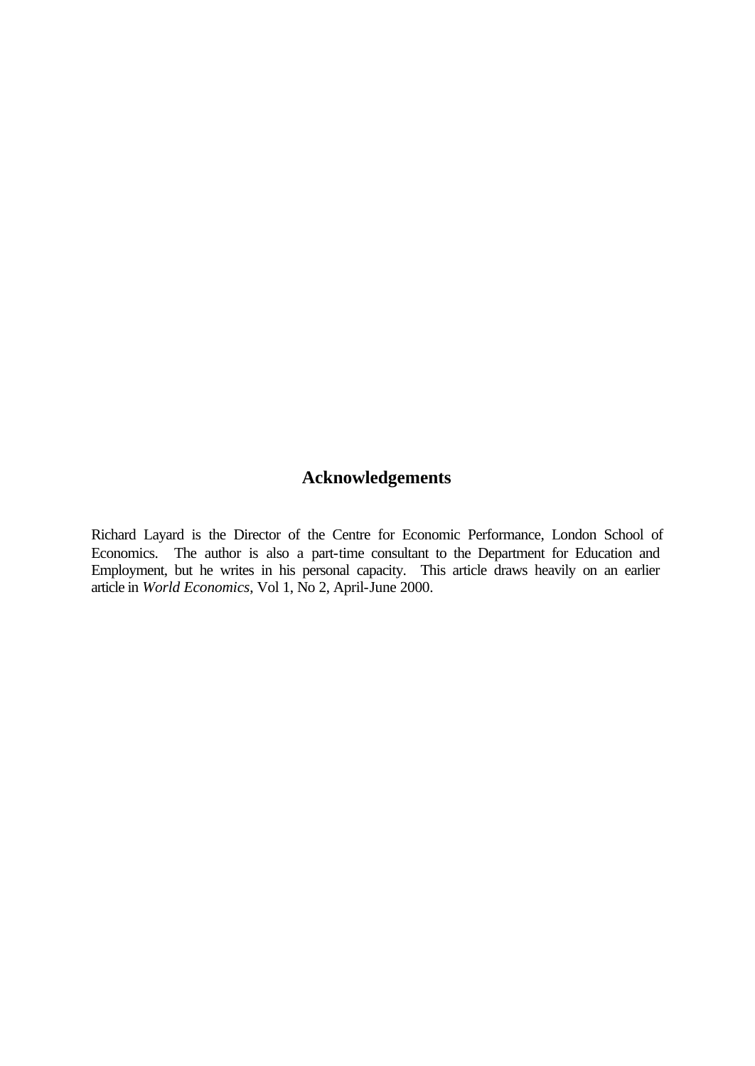## Acknowledgements

Richard Layard is the Director of the Centre for Economic Performance, London School of Economics. The author is also a part-time consultant to the Department for Education and Employment, but he writes in his personal capacity. This article draws heavily on an earlier article in *World Economics*, Vol 1, No 2, April-June 2000.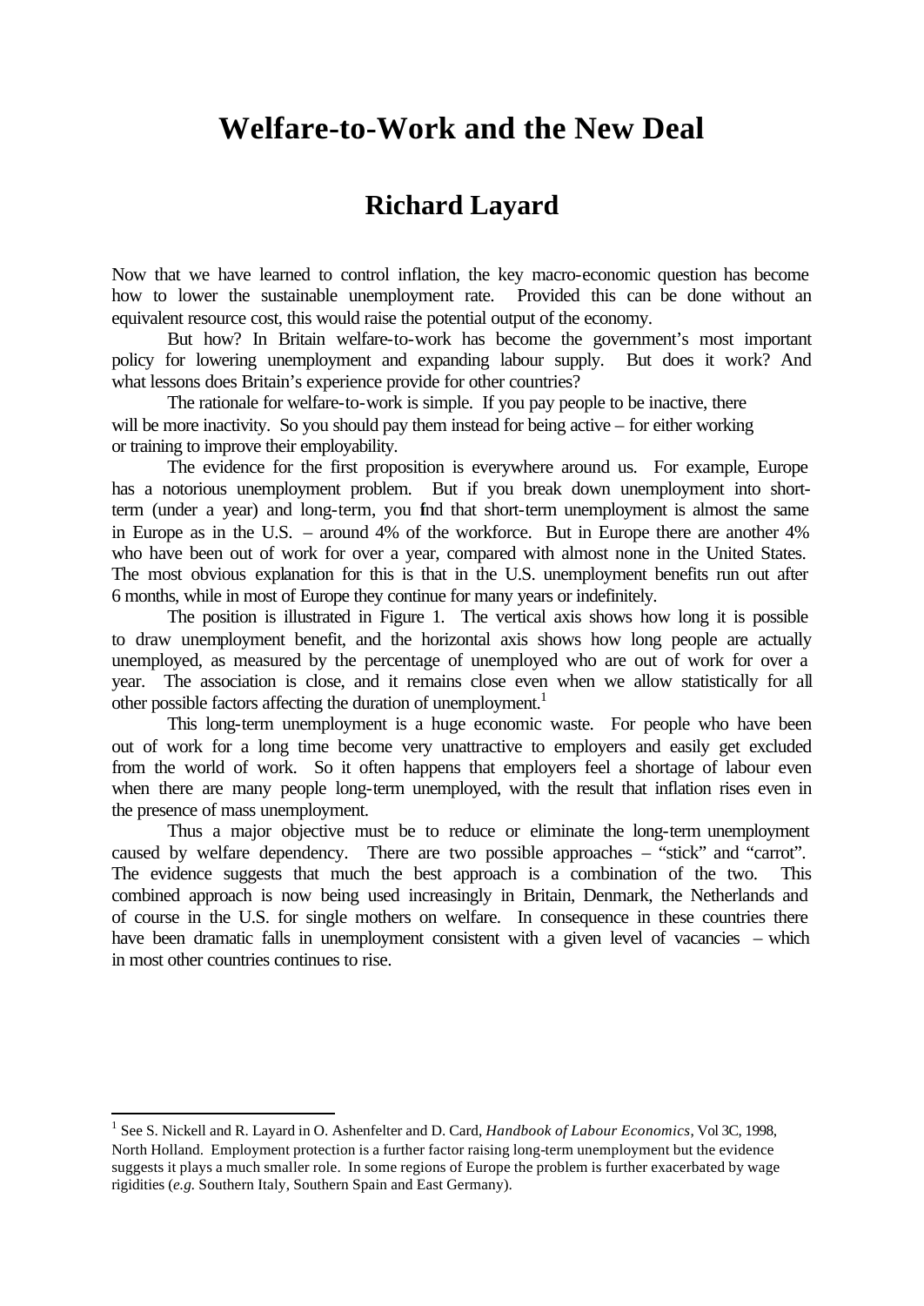# Welfare-to-Work and the New Deal

## Richard Layard

Now that we have learned to control inflation, the key macro-economic question has become how to lower the sustainable unemployment rate. Provided this can be done without an equivalent resource cost, this would raise the potential output of the economy.

But how? In Britain welfare-to-work has become the government's most important policy for lowering unemployment and expanding labour supply. But does it work? And what lessons does Britain's experience provide for other countries?

The rationale for welfare-to-work is simple. If you pay people to be inactive, there will be more inactivity. So you should pay them instead for being active – for either working or training to improve their employability.

The evidence for the first proposition is everywhere around us. For example, Europe has a notorious unemployment problem. But if you break down unemployment into short-term (under a year) and long-term, you find that short-term unemployment is almost the same in Europe as in the U.S. – around 4% of the workforce. But in Europe there are another 4% who have been out of work for over a year, compared with almost none in the United States. The most obvious explanation for this is that in the U.S. unemployment benefits run out after 6 months, while in most of Europe they continue for many years or indefinitely.

The position is illustrated in Figure 1. The vertical axis shows how long it is possible to draw unemployment benefit, and the horizontal axis shows how long people are actually unemployed, as measured by the percentage of unemployed who are out of work for over a year. The association is close, and it remains close even when we allow statistically for all other possible factors affecting the duration of unemployment.[1]

This long-term unemployment is a huge economic waste. For people who have been out of work for a long time become very unattractive to employers and easily get excluded from the world of work. So it often happens that employers feel a shortage of labour even when there are many people long-term unemployed, with the result that inflation rises even in the presence of mass unemployment.

Thus a major objective must be to reduce or eliminate the long-term unemployment caused by welfare dependency. There are two possible approaches – "stick" and "carrot". The evidence suggests that much the best approach is a combination of the two. This combined approach is now being used increasingly in Britain, Denmark, the Netherlands and of course in the U.S. for single mothers on welfare. In consequence in these countries there have been dramatic falls in unemployment consistent with a given level of vacancies – which in most other countries continues to rise.

---

[1] See S. Nickell and R. Layard in O. Ashenfelter and D. Card, *Handbook of Labour Economics*, Vol 3C, 1998, North Holland. Employment protection is a further factor raising long-term unemployment but the evidence suggests it plays a much smaller role. In some regions of Europe the problem is further exacerbated by wage rigidities (*e.g.* Southern Italy, Southern Spain and East Germany).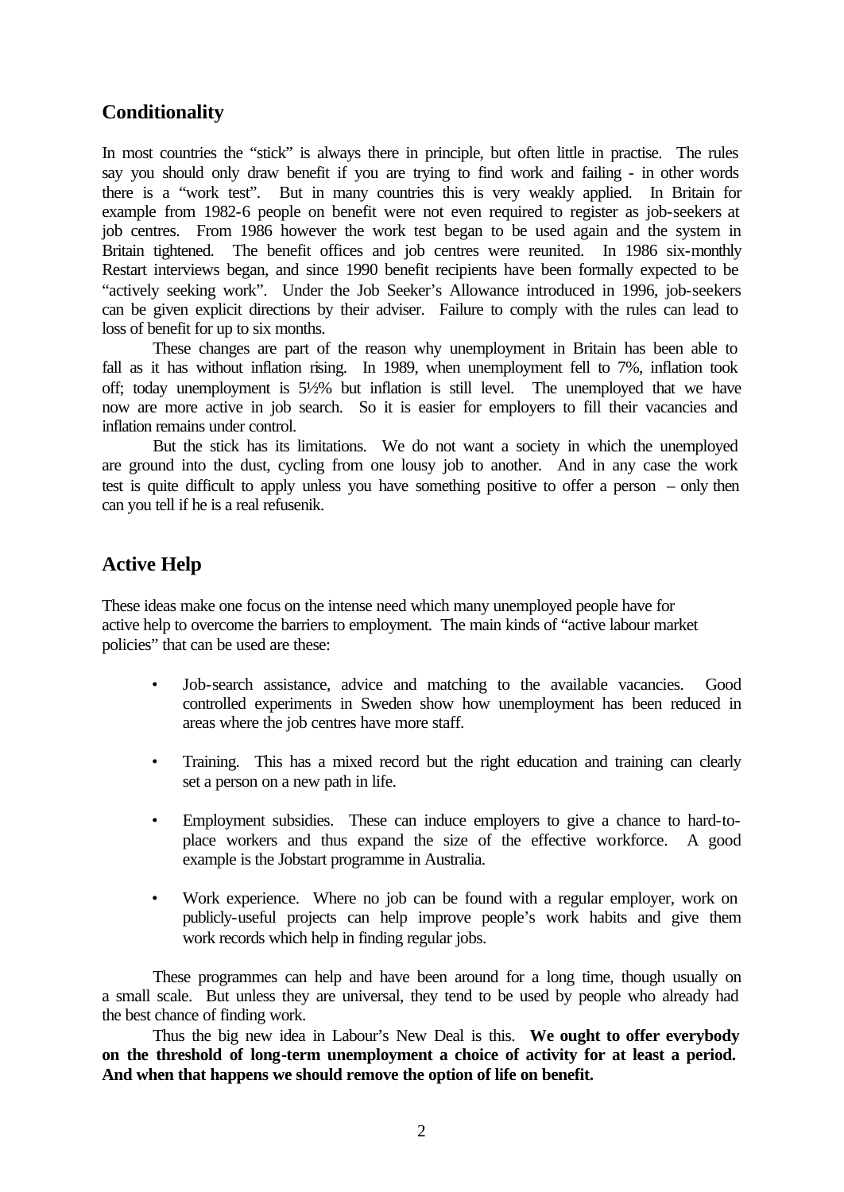## Conditionality

In most countries the "stick" is always there in principle, but often little in practise. The rules say you should only draw benefit if you are trying to find work and failing - in other words there is a "work test". But in many countries this is very weakly applied. In Britain for example from 1982-6 people on benefit were not even required to register as job-seekers at job centres. From 1986 however the work test began to be used again and the system in Britain tightened. The benefit offices and job centres were reunited. In 1986 six-monthly Restart interviews began, and since 1990 benefit recipients have been formally expected to be "actively seeking work". Under the Job Seeker's Allowance introduced in 1996, job-seekers can be given explicit directions by their adviser. Failure to comply with the rules can lead to loss of benefit for up to six months.

These changes are part of the reason why unemployment in Britain has been able to fall as it has without inflation rising. In 1989, when unemployment fell to 7%, inflation took off; today unemployment is 5½% but inflation is still level. The unemployed that we have now are more active in job search. So it is easier for employers to fill their vacancies and inflation remains under control.

But the stick has its limitations. We do not want a society in which the unemployed are ground into the dust, cycling from one lousy job to another. And in any case the work test is quite difficult to apply unless you have something positive to offer a person – only then can you tell if he is a real refusenik.

## Active Help

These ideas make one focus on the intense need which many unemployed people have for active help to overcome the barriers to employment. The main kinds of "active labour market policies" that can be used are these:

- Job-search assistance, advice and matching to the available vacancies. Good controlled experiments in Sweden show how unemployment has been reduced in areas where the job centres have more staff.
- Training. This has a mixed record but the right education and training can clearly set a person on a new path in life.
- Employment subsidies. These can induce employers to give a chance to hard-to-place workers and thus expand the size of the effective workforce. A good example is the Jobstart programme in Australia.
- Work experience. Where no job can be found with a regular employer, work on publicly-useful projects can help improve people's work habits and give them work records which help in finding regular jobs.

These programmes can help and have been around for a long time, though usually on a small scale. But unless they are universal, they tend to be used by people who already had the best chance of finding work.

Thus the big new idea in Labour's New Deal is this. **We ought to offer everybody on the threshold of long-term unemployment a choice of activity for at least a period. And when that happens we should remove the option of life on benefit.**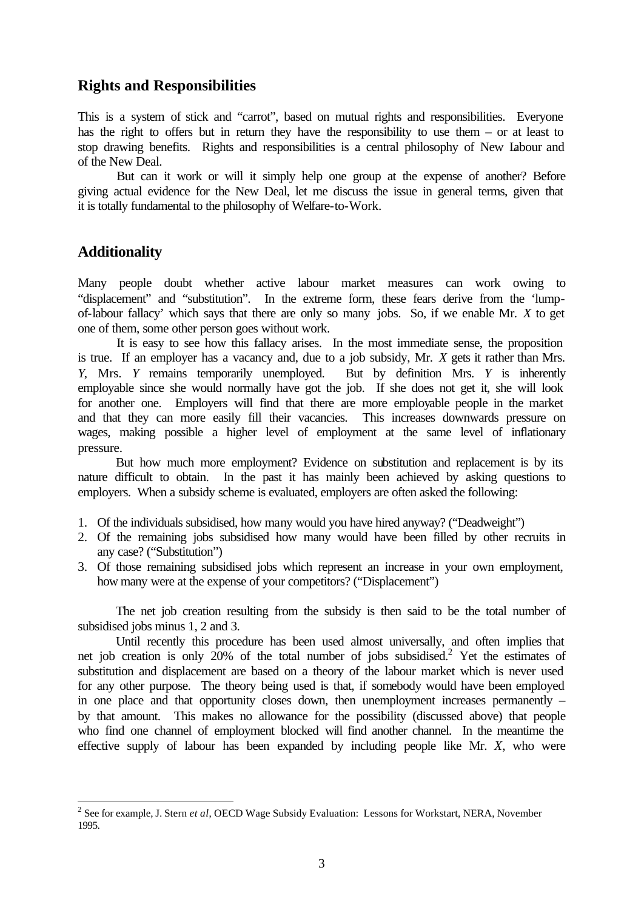## Rights and Responsibilities

This is a system of stick and "carrot", based on mutual rights and responsibilities. Everyone has the right to offers but in return they have the responsibility to use them – or at least to stop drawing benefits. Rights and responsibilities is a central philosophy of New Labour and of the New Deal.

But can it work or will it simply help one group at the expense of another? Before giving actual evidence for the New Deal, let me discuss the issue in general terms, given that it is totally fundamental to the philosophy of Welfare-to-Work.

## Additionality

Many people doubt whether active labour market measures can work owing to "displacement" and "substitution". In the extreme form, these fears derive from the 'lump-of-labour fallacy' which says that there are only so many jobs. So, if we enable Mr. *X* to get one of them, some other person goes without work.

It is easy to see how this fallacy arises. In the most immediate sense, the proposition is true. If an employer has a vacancy and, due to a job subsidy, Mr. *X* gets it rather than Mrs. *Y*, Mrs. *Y* remains temporarily unemployed. But by definition Mrs. *Y* is inherently employable since she would normally have got the job. If she does not get it, she will look for another one. Employers will find that there are more employable people in the market and that they can more easily fill their vacancies. This increases downwards pressure on wages, making possible a higher level of employment at the same level of inflationary pressure.

But how much more employment? Evidence on substitution and replacement is by its nature difficult to obtain. In the past it has mainly been achieved by asking questions to employers. When a subsidy scheme is evaluated, employers are often asked the following:

1. Of the individuals subsidised, how many would you have hired anyway? ("Deadweight")
2. Of the remaining jobs subsidised how many would have been filled by other recruits in any case? ("Substitution")
3. Of those remaining subsidised jobs which represent an increase in your own employment, how many were at the expense of your competitors? ("Displacement")

The net job creation resulting from the subsidy is then said to be the total number of subsidised jobs minus 1, 2 and 3.

Until recently this procedure has been used almost universally, and often implies that net job creation is only 20% of the total number of jobs subsidised.[2] Yet the estimates of substitution and displacement are based on a theory of the labour market which is never used for any other purpose. The theory being used is that, if somebody would have been employed in one place and that opportunity closes down, then unemployment increases permanently – by that amount. This makes no allowance for the possibility (discussed above) that people who find one channel of employment blocked will find another channel. In the meantime the effective supply of labour has been expanded by including people like Mr. *X*, who were

[2] See for example, J. Stern *et al*, OECD Wage Subsidy Evaluation: Lessons for Workstart, NERA, November 1995.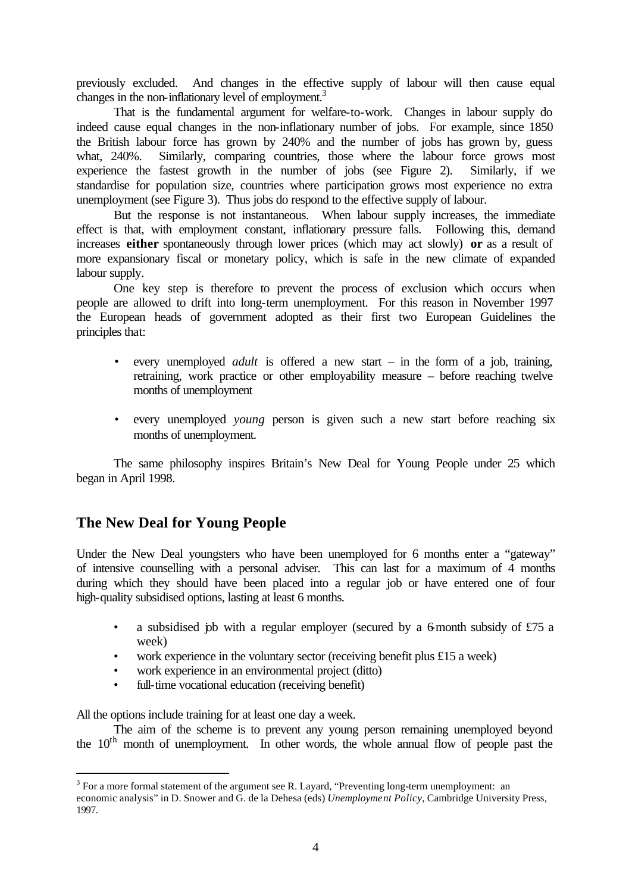previously excluded. And changes in the effective supply of labour will then cause equal changes in the non-inflationary level of employment.[3]

That is the fundamental argument for welfare-to-work. Changes in labour supply do indeed cause equal changes in the non-inflationary number of jobs. For example, since 1850 the British labour force has grown by 240% and the number of jobs has grown by, guess what, 240%. Similarly, comparing countries, those where the labour force grows most experience the fastest growth in the number of jobs (see Figure 2). Similarly, if we standardise for population size, countries where participation grows most experience no extra unemployment (see Figure 3). Thus jobs do respond to the effective supply of labour.

But the response is not instantaneous. When labour supply increases, the immediate effect is that, with employment constant, inflationary pressure falls. Following this, demand increases **either** spontaneously through lower prices (which may act slowly) **or** as a result of more expansionary fiscal or monetary policy, which is safe in the new climate of expanded labour supply.

One key step is therefore to prevent the process of exclusion which occurs when people are allowed to drift into long-term unemployment. For this reason in November 1997 the European heads of government adopted as their first two European Guidelines the principles that:

- every unemployed *adult* is offered a new start – in the form of a job, training, retraining, work practice or other employability measure – before reaching twelve months of unemployment
- every unemployed *young* person is given such a new start before reaching six months of unemployment.

The same philosophy inspires Britain's New Deal for Young People under 25 which began in April 1998.

## The New Deal for Young People

Under the New Deal youngsters who have been unemployed for 6 months enter a "gateway" of intensive counselling with a personal adviser. This can last for a maximum of 4 months during which they should have been placed into a regular job or have entered one of four high-quality subsidised options, lasting at least 6 months.

- a subsidised job with a regular employer (secured by a 6-month subsidy of £75 a week)
- work experience in the voluntary sector (receiving benefit plus £15 a week)
- work experience in an environmental project (ditto)
- full-time vocational education (receiving benefit)

All the options include training for at least one day a week.

The aim of the scheme is to prevent any young person remaining unemployed beyond the 10th month of unemployment. In other words, the whole annual flow of people past the

[3] For a more formal statement of the argument see R. Layard, "Preventing long-term unemployment: an economic analysis" in D. Snower and G. de la Dehesa (eds) *Unemployment Policy*, Cambridge University Press, 1997.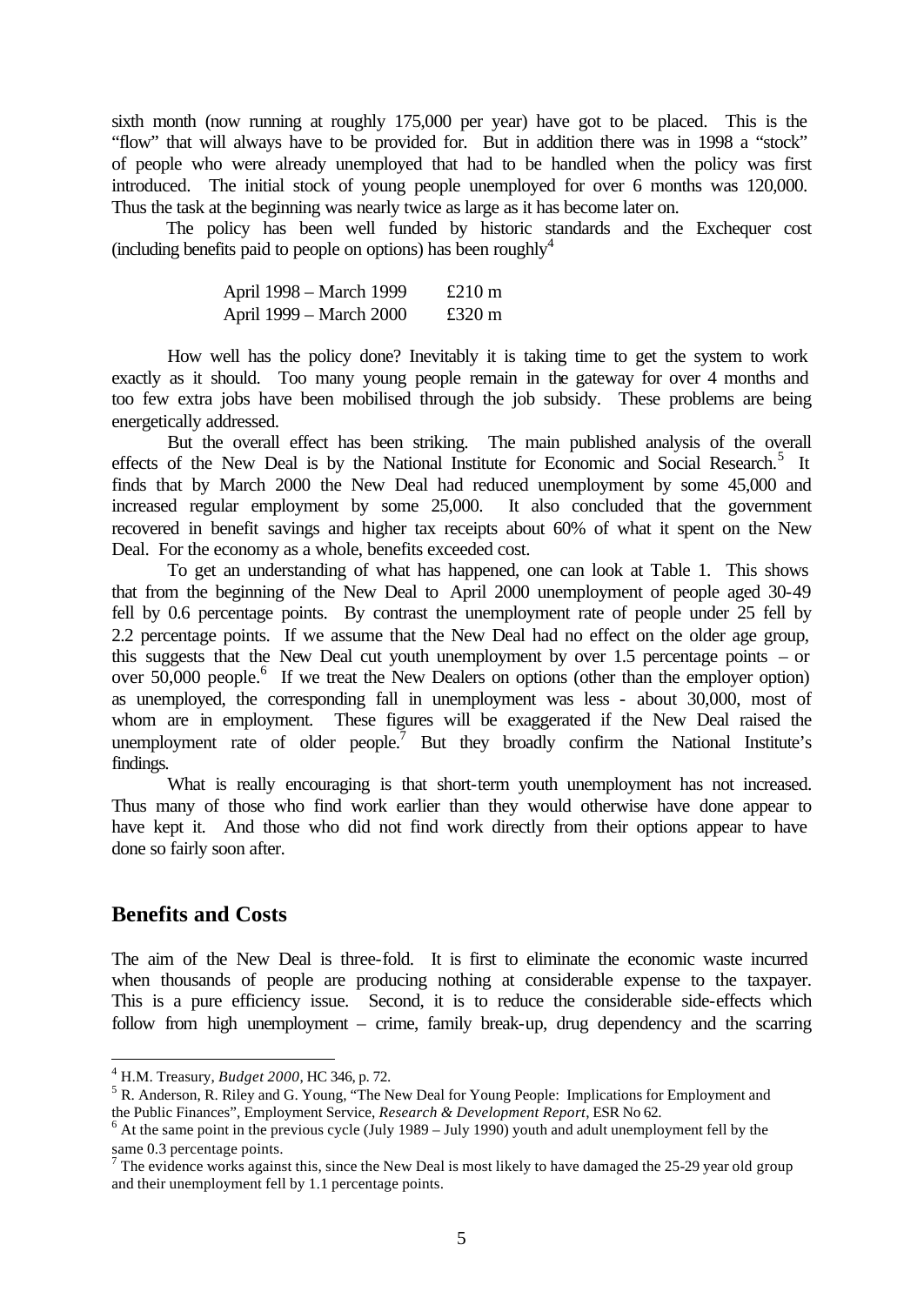sixth month (now running at roughly 175,000 per year) have got to be placed. This is the "flow" that will always have to be provided for. But in addition there was in 1998 a "stock" of people who were already unemployed that had to be handled when the policy was first introduced. The initial stock of young people unemployed for over 6 months was 120,000. Thus the task at the beginning was nearly twice as large as it has become later on.

The policy has been well funded by historic standards and the Exchequer cost (including benefits paid to people on options) has been roughly[4]

| | |
|---|---|
| April 1998 – March 1999 | £210 m |
| April 1999 – March 2000 | £320 m |

How well has the policy done? Inevitably it is taking time to get the system to work exactly as it should. Too many young people remain in the gateway for over 4 months and too few extra jobs have been mobilised through the job subsidy. These problems are being energetically addressed.

But the overall effect has been striking. The main published analysis of the overall effects of the New Deal is by the National Institute for Economic and Social Research.[5] It finds that by March 2000 the New Deal had reduced unemployment by some 45,000 and increased regular employment by some 25,000. It also concluded that the government recovered in benefit savings and higher tax receipts about 60% of what it spent on the New Deal. For the economy as a whole, benefits exceeded cost.

To get an understanding of what has happened, one can look at Table 1. This shows that from the beginning of the New Deal to April 2000 unemployment of people aged 30-49 fell by 0.6 percentage points. By contrast the unemployment rate of people under 25 fell by 2.2 percentage points. If we assume that the New Deal had no effect on the older age group, this suggests that the New Deal cut youth unemployment by over 1.5 percentage points – or over 50,000 people.[6] If we treat the New Dealers on options (other than the employer option) as unemployed, the corresponding fall in unemployment was less - about 30,000, most of whom are in employment. These figures will be exaggerated if the New Deal raised the unemployment rate of older people.[7] But they broadly confirm the National Institute's findings.

What is really encouraging is that short-term youth unemployment has not increased. Thus many of those who find work earlier than they would otherwise have done appear to have kept it. And those who did not find work directly from their options appear to have done so fairly soon after.

## Benefits and Costs

The aim of the New Deal is three-fold. It is first to eliminate the economic waste incurred when thousands of people are producing nothing at considerable expense to the taxpayer. This is a pure efficiency issue. Second, it is to reduce the considerable side-effects which follow from high unemployment – crime, family break-up, drug dependency and the scarring

---

[4] H.M. Treasury, *Budget 2000*, HC 346, p. 72.

[5] R. Anderson, R. Riley and G. Young, "The New Deal for Young People: Implications for Employment and the Public Finances", Employment Service, *Research & Development Report*, ESR No 62.

[6] At the same point in the previous cycle (July 1989 – July 1990) youth and adult unemployment fell by the same 0.3 percentage points.

[7] The evidence works against this, since the New Deal is most likely to have damaged the 25-29 year old group and their unemployment fell by 1.1 percentage points.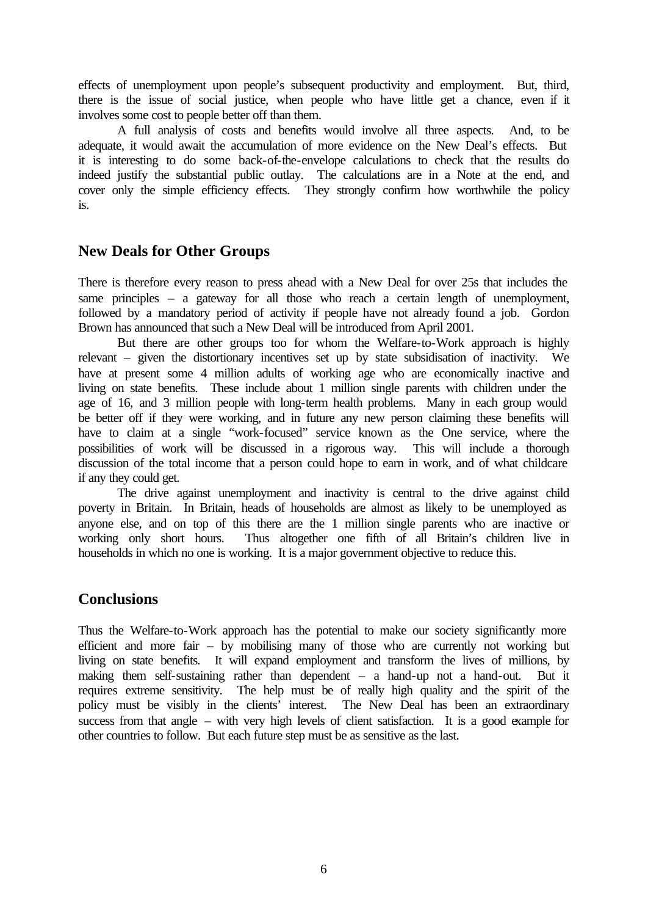effects of unemployment upon people's subsequent productivity and employment. But, third, there is the issue of social justice, when people who have little get a chance, even if it involves some cost to people better off than them.

A full analysis of costs and benefits would involve all three aspects. And, to be adequate, it would await the accumulation of more evidence on the New Deal's effects. But it is interesting to do some back-of-the-envelope calculations to check that the results do indeed justify the substantial public outlay. The calculations are in a Note at the end, and cover only the simple efficiency effects. They strongly confirm how worthwhile the policy is.

## New Deals for Other Groups

There is therefore every reason to press ahead with a New Deal for over 25s that includes the same principles – a gateway for all those who reach a certain length of unemployment, followed by a mandatory period of activity if people have not already found a job. Gordon Brown has announced that such a New Deal will be introduced from April 2001.

But there are other groups too for whom the Welfare-to-Work approach is highly relevant – given the distortionary incentives set up by state subsidisation of inactivity. We have at present some 4 million adults of working age who are economically inactive and living on state benefits. These include about 1 million single parents with children under the age of 16, and 3 million people with long-term health problems. Many in each group would be better off if they were working, and in future any new person claiming these benefits will have to claim at a single "work-focused" service known as the One service, where the possibilities of work will be discussed in a rigorous way. This will include a thorough discussion of the total income that a person could hope to earn in work, and of what childcare if any they could get.

The drive against unemployment and inactivity is central to the drive against child poverty in Britain. In Britain, heads of households are almost as likely to be unemployed as anyone else, and on top of this there are the 1 million single parents who are inactive or working only short hours. Thus altogether one fifth of all Britain's children live in households in which no one is working. It is a major government objective to reduce this.

## Conclusions

Thus the Welfare-to-Work approach has the potential to make our society significantly more efficient and more fair – by mobilising many of those who are currently not working but living on state benefits. It will expand employment and transform the lives of millions, by making them self-sustaining rather than dependent – a hand-up not a hand-out. But it requires extreme sensitivity. The help must be of really high quality and the spirit of the policy must be visibly in the clients' interest. The New Deal has been an extraordinary success from that angle – with very high levels of client satisfaction. It is a good example for other countries to follow. But each future step must be as sensitive as the last.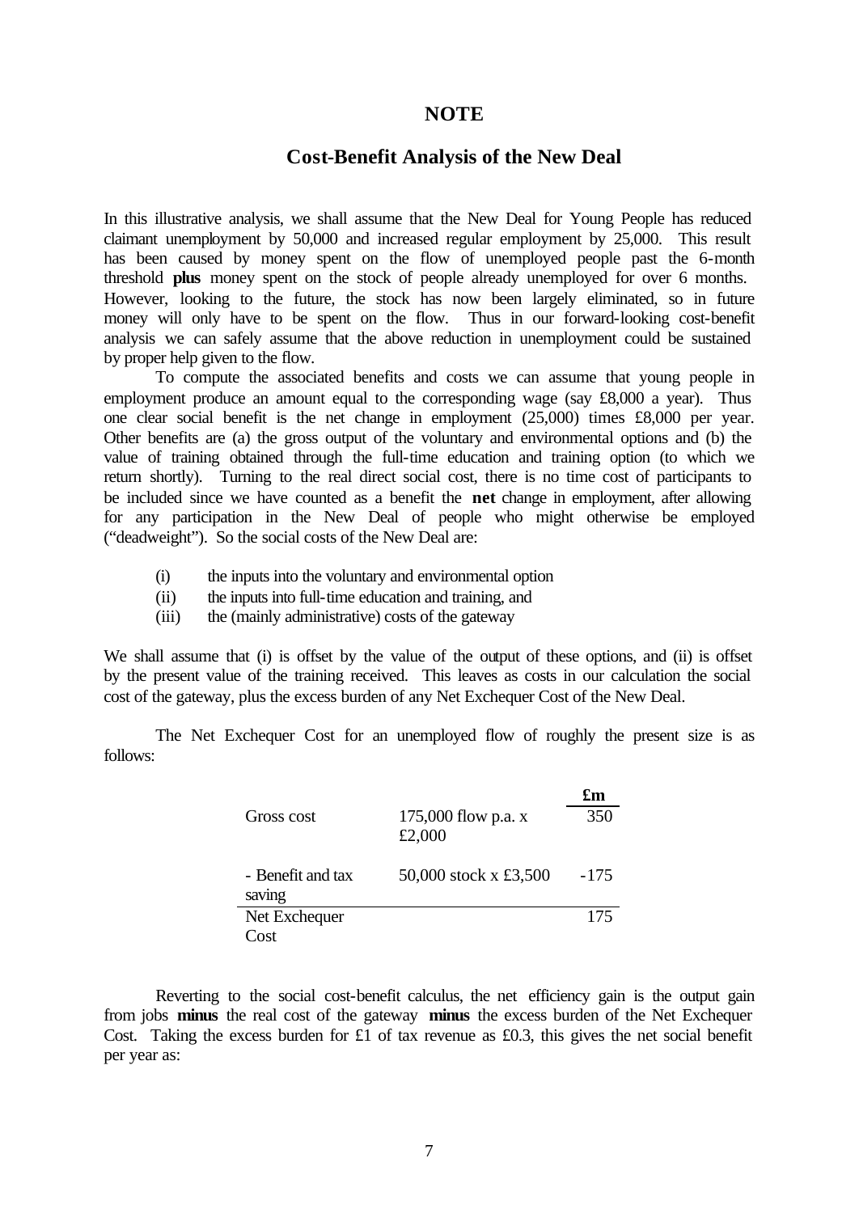## NOTE

### Cost-Benefit Analysis of the New Deal

In this illustrative analysis, we shall assume that the New Deal for Young People has reduced claimant unemployment by 50,000 and increased regular employment by 25,000. This result has been caused by money spent on the flow of unemployed people past the 6-month threshold **plus** money spent on the stock of people already unemployed for over 6 months. However, looking to the future, the stock has now been largely eliminated, so in future money will only have to be spent on the flow. Thus in our forward-looking cost-benefit analysis we can safely assume that the above reduction in unemployment could be sustained by proper help given to the flow.

To compute the associated benefits and costs we can assume that young people in employment produce an amount equal to the corresponding wage (say £8,000 a year). Thus one clear social benefit is the net change in employment (25,000) times £8,000 per year. Other benefits are (a) the gross output of the voluntary and environmental options and (b) the value of training obtained through the full-time education and training option (to which we return shortly). Turning to the real direct social cost, there is no time cost of participants to be included since we have counted as a benefit the **net** change in employment, after allowing for any participation in the New Deal of people who might otherwise be employed ("deadweight"). So the social costs of the New Deal are:

(i) the inputs into the voluntary and environmental option
(ii) the inputs into full-time education and training, and
(iii) the (mainly administrative) costs of the gateway

We shall assume that (i) is offset by the value of the output of these options, and (ii) is offset by the present value of the training received. This leaves as costs in our calculation the social cost of the gateway, plus the excess burden of any Net Exchequer Cost of the New Deal.

The Net Exchequer Cost for an unemployed flow of roughly the present size is as follows:

| | | **£m** |
|---|---|---|
| Gross cost | 175,000 flow p.a. x £2,000 | 350 |
| - Benefit and tax saving | 50,000 stock x £3,500 | -175 |
| Net Exchequer Cost | | 175 |

Reverting to the social cost-benefit calculus, the net efficiency gain is the output gain from jobs **minus** the real cost of the gateway **minus** the excess burden of the Net Exchequer Cost. Taking the excess burden for £1 of tax revenue as £0.3, this gives the net social benefit per year as: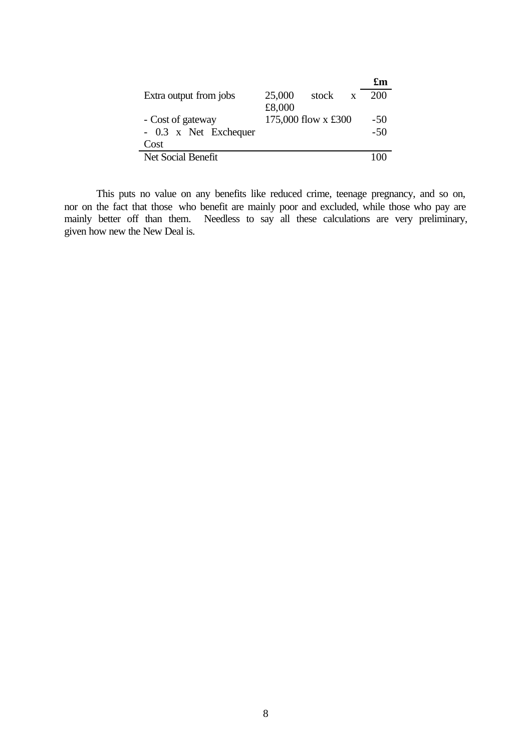| | | £m |
|---|---|---|
| Extra output from jobs | 25,000 stock x £8,000 | 200 |
| - Cost of gateway | 175,000 flow x £300 | -50 |
| - 0.3 x Net Exchequer Cost | | -50 |
| Net Social Benefit | | 100 |

This puts no value on any benefits like reduced crime, teenage pregnancy, and so on, nor on the fact that those who benefit are mainly poor and excluded, while those who pay are mainly better off than them. Needless to say all these calculations are very preliminary, given how new the New Deal is.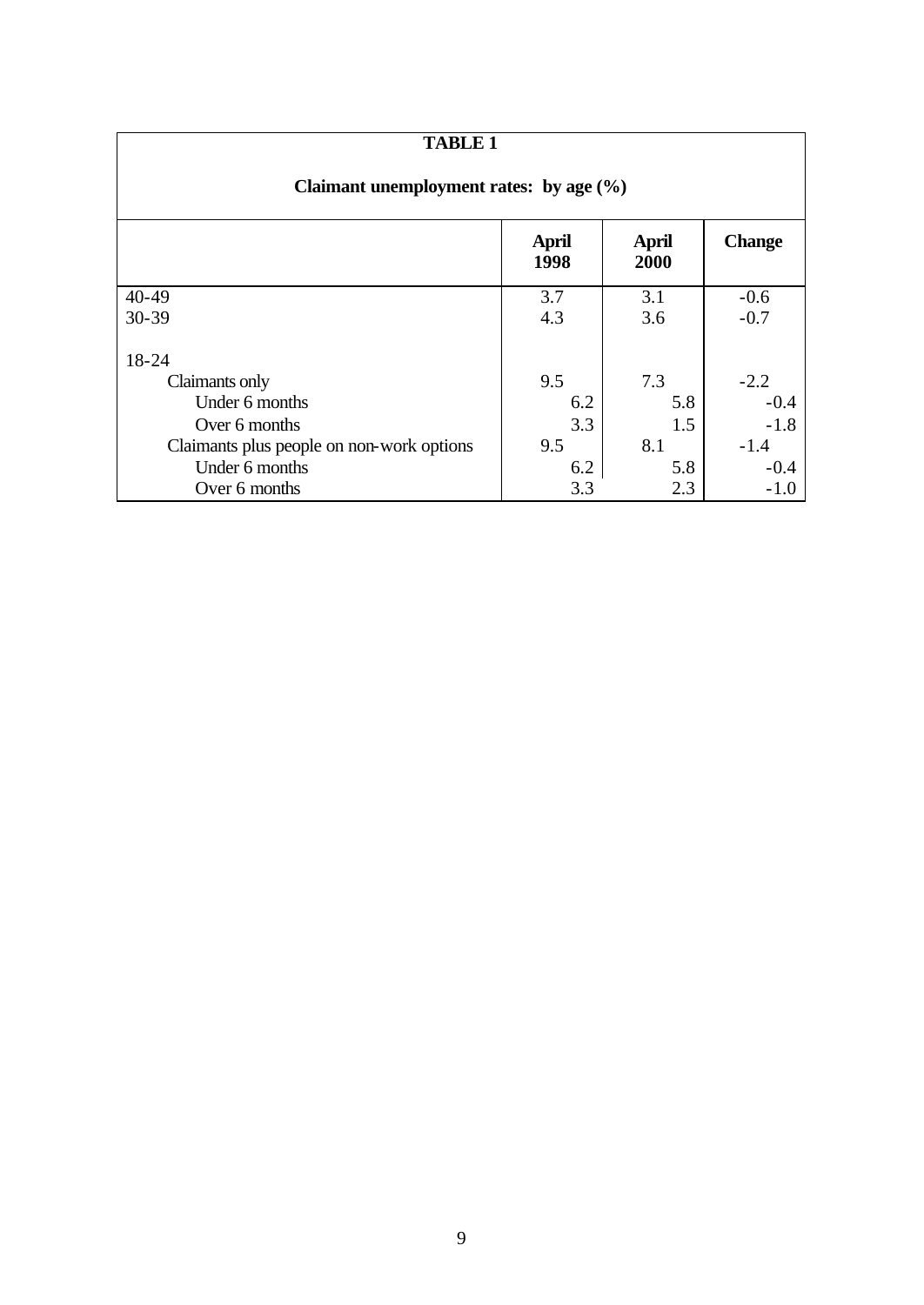**TABLE 1**

**Claimant unemployment rates: by age (%)**

| | April 1998 | April 2000 | Change |
|---|---|---|---|
| 40-49 | 3.7 | 3.1 | -0.6 |
| 30-39 | 4.3 | 3.6 | -0.7 |
| | | | |
| 18-24 | | | |
| Claimants only | 9.5 | 7.3 | -2.2 |
| Under 6 months | 6.2 | 5.8 | -0.4 |
| Over 6 months | 3.3 | 1.5 | -1.8 |
| Claimants plus people on non-work options | 9.5 | 8.1 | -1.4 |
| Under 6 months | 6.2 | 5.8 | -0.4 |
| Over 6 months | 3.3 | 2.3 | -1.0 |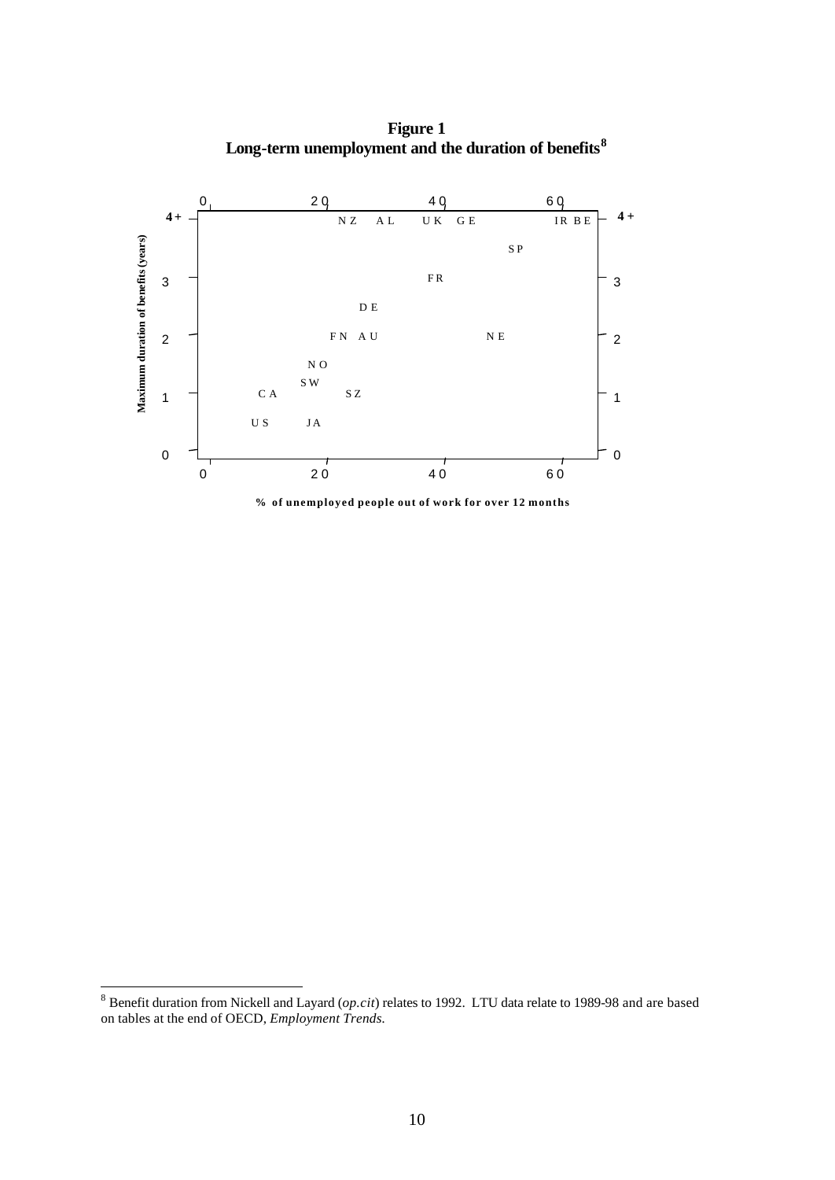**Figure 1**
**Long-term unemployment and the duration of benefits**[8]

| Maximum duration of benefits (years) | Countries (% of unemployed people out of work for over 12 months) |
|---|---|
| 4+ | NZ, AL, UK, GE, IR, BE |
| ~3.5 | SP |
| 3 | FR |
| ~2.5 | DE |
| 2 | FN, AU, NE |
| ~1.5 | NO |
| ~1.2 | SW |
| 1 | CA, SZ |
| ~0.5 | US, JA |

% of unemployed people out of work for over 12 months

---

[8] Benefit duration from Nickell and Layard (*op.cit*) relates to 1992. LTU data relate to 1989-98 and are based on tables at the end of OECD, *Employment Trends*.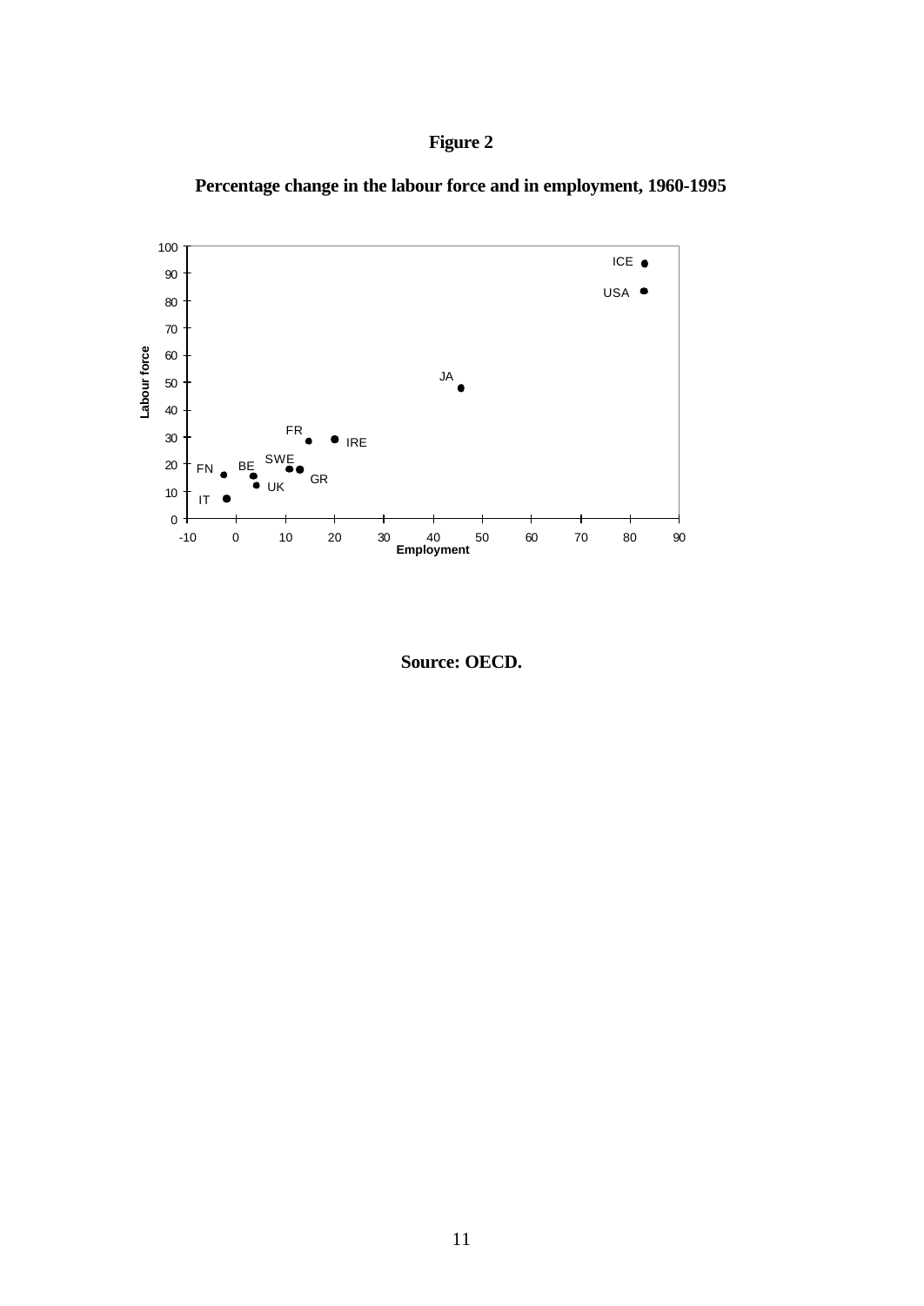# Figure 2

**Percentage change in the labour force and in employment, 1960-1995**

**Source: OECD.**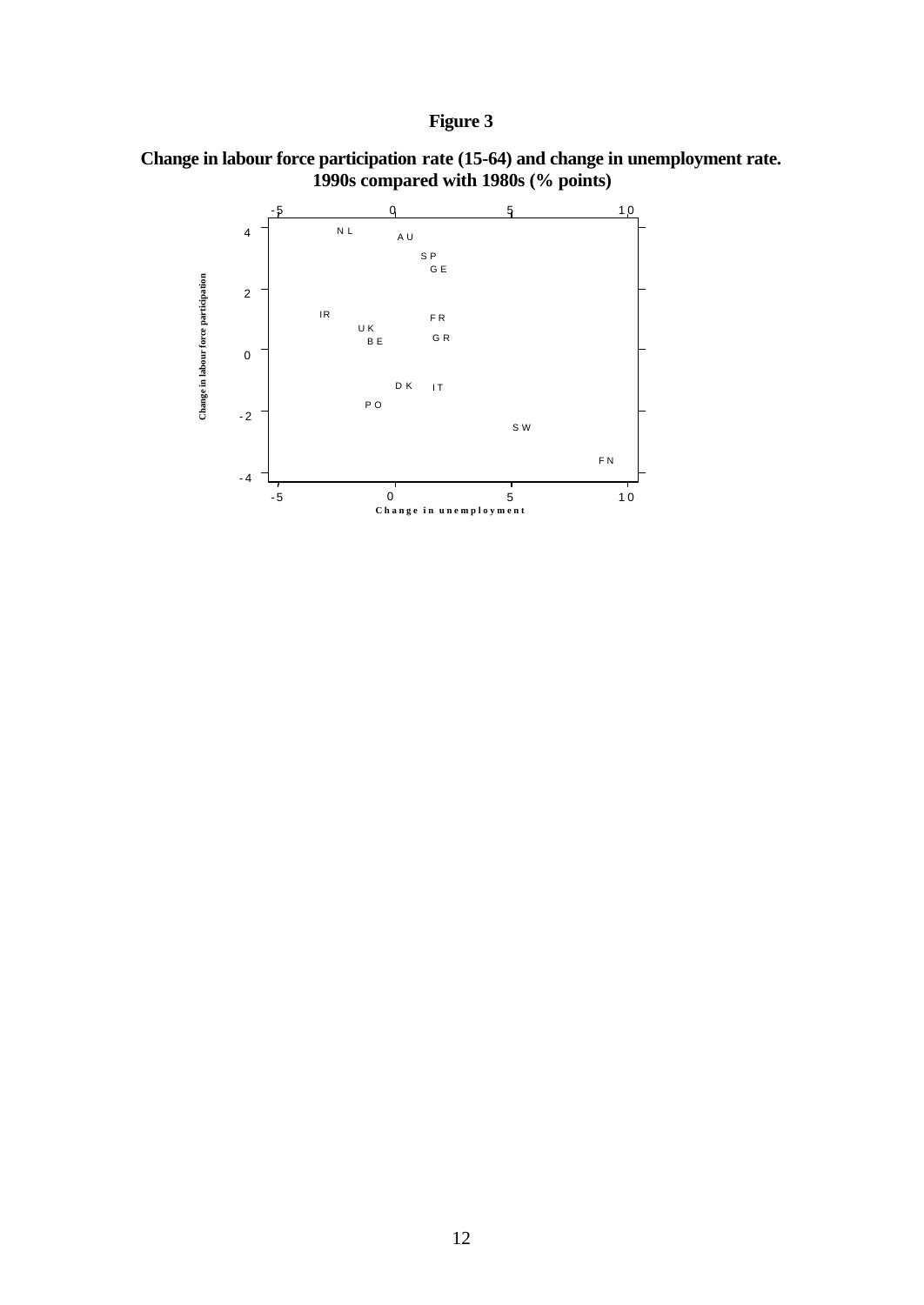**Figure 3**

**Change in labour force participation rate (15-64) and change in unemployment rate. 1990s compared with 1980s (% points)**

-5 0 5 10

4
2
0
-2
-4

Change in labour force participation

NL
AU
SP
GE
IR
FR
UK
GR
BE
DK
IT
PO
SW
FN

-5 0 5 10

Change in unemployment